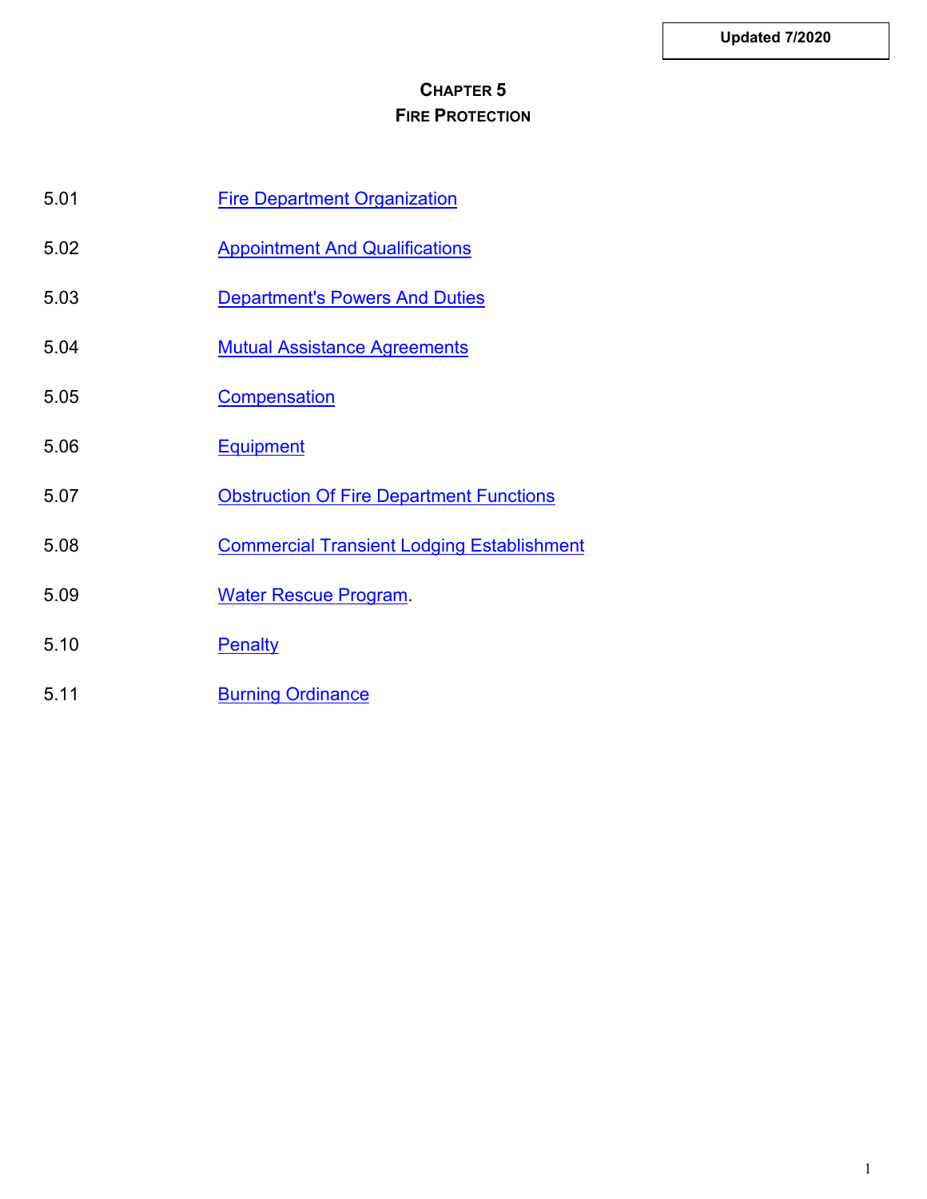Updated 7/2020

# CHAPTER 5
## FIRE PROTECTION

| | |
|---|---|
| 5.01 | Fire Department Organization |
| 5.02 | Appointment And Qualifications |
| 5.03 | Department's Powers And Duties |
| 5.04 | Mutual Assistance Agreements |
| 5.05 | Compensation |
| 5.06 | Equipment |
| 5.07 | Obstruction Of Fire Department Functions |
| 5.08 | Commercial Transient Lodging Establishment |
| 5.09 | Water Rescue Program. |
| 5.10 | Penalty |
| 5.11 | Burning Ordinance |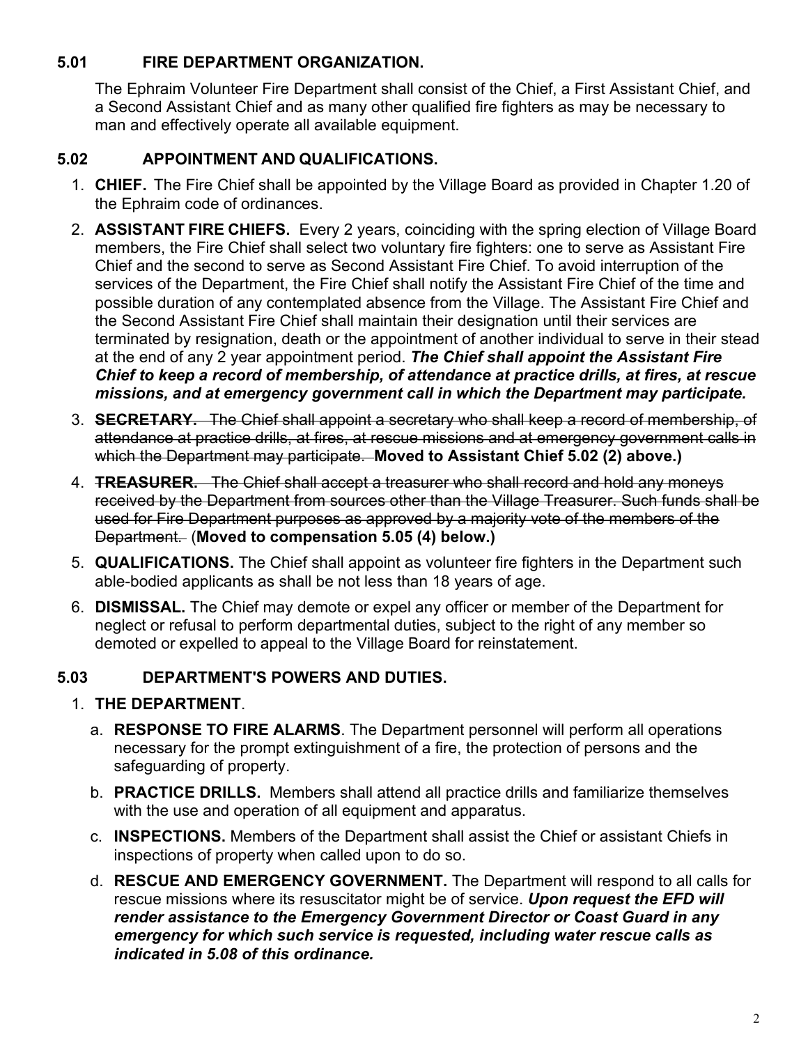## 5.01 FIRE DEPARTMENT ORGANIZATION.

The Ephraim Volunteer Fire Department shall consist of the Chief, a First Assistant Chief, and a Second Assistant Chief and as many other qualified fire fighters as may be necessary to man and effectively operate all available equipment.

## 5.02 APPOINTMENT AND QUALIFICATIONS.

1. **CHIEF.** The Fire Chief shall be appointed by the Village Board as provided in Chapter 1.20 of the Ephraim code of ordinances.
2. **ASSISTANT FIRE CHIEFS.** Every 2 years, coinciding with the spring election of Village Board members, the Fire Chief shall select two voluntary fire fighters: one to serve as Assistant Fire Chief and the second to serve as Second Assistant Fire Chief. To avoid interruption of the services of the Department, the Fire Chief shall notify the Assistant Fire Chief of the time and possible duration of any contemplated absence from the Village. The Assistant Fire Chief and the Second Assistant Fire Chief shall maintain their designation until their services are terminated by resignation, death or the appointment of another individual to serve in their stead at the end of any 2 year appointment period. ***The Chief shall appoint the Assistant Fire Chief to keep a record of membership, of attendance at practice drills, at fires, at rescue missions, and at emergency government call in which the Department may participate.***
3. ~~**SECRETARY.** The Chief shall appoint a secretary who shall keep a record of membership, of attendance at practice drills, at fires, at rescue missions and at emergency government calls in which the Department may participate.~~ **Moved to Assistant Chief 5.02 (2) above.)**
4. ~~**TREASURER.** The Chief shall accept a treasurer who shall record and hold any moneys received by the Department from sources other than the Village Treasurer. Such funds shall be used for Fire Department purposes as approved by a majority vote of the members of the Department.~~ (**Moved to compensation 5.05 (4) below.)**
5. **QUALIFICATIONS.** The Chief shall appoint as volunteer fire fighters in the Department such able-bodied applicants as shall be not less than 18 years of age.
6. **DISMISSAL.** The Chief may demote or expel any officer or member of the Department for neglect or refusal to perform departmental duties, subject to the right of any member so demoted or expelled to appeal to the Village Board for reinstatement.

## 5.03 DEPARTMENT'S POWERS AND DUTIES.

1. **THE DEPARTMENT**.
   a. **RESPONSE TO FIRE ALARMS**. The Department personnel will perform all operations necessary for the prompt extinguishment of a fire, the protection of persons and the safeguarding of property.
   b. **PRACTICE DRILLS.** Members shall attend all practice drills and familiarize themselves with the use and operation of all equipment and apparatus.
   c. **INSPECTIONS.** Members of the Department shall assist the Chief or assistant Chiefs in inspections of property when called upon to do so.
   d. **RESCUE AND EMERGENCY GOVERNMENT.** The Department will respond to all calls for rescue missions where its resuscitator might be of service. ***Upon request the EFD will render assistance to the Emergency Government Director or Coast Guard in any emergency for which such service is requested, including water rescue calls as indicated in 5.08 of this ordinance.***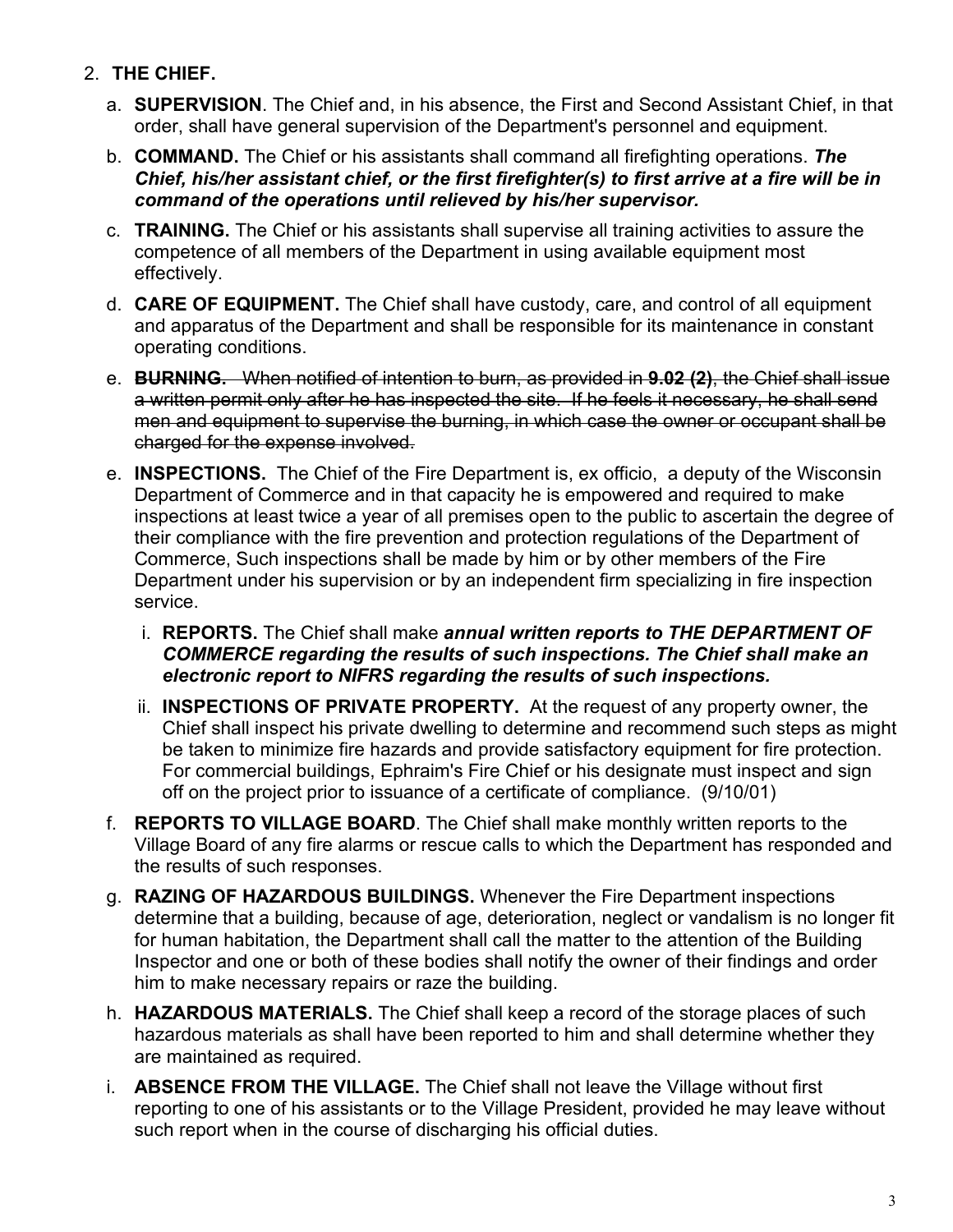2. **THE CHIEF.**

   a. **SUPERVISION**. The Chief and, in his absence, the First and Second Assistant Chief, in that order, shall have general supervision of the Department's personnel and equipment.

   b. **COMMAND.** The Chief or his assistants shall command all firefighting operations. ***The Chief, his/her assistant chief, or the first firefighter(s) to first arrive at a fire will be in command of the operations until relieved by his/her supervisor.***

   c. **TRAINING.** The Chief or his assistants shall supervise all training activities to assure the competence of all members of the Department in using available equipment most effectively.

   d. **CARE OF EQUIPMENT.** The Chief shall have custody, care, and control of all equipment and apparatus of the Department and shall be responsible for its maintenance in constant operating conditions.

   e. ~~**BURNING.** When notified of intention to burn, as provided in **9.02 (2)**, the Chief shall issue a written permit only after he has inspected the site. If he feels it necessary, he shall send men and equipment to supervise the burning, in which case the owner or occupant shall be charged for the expense involved.~~

   e. **INSPECTIONS.** The Chief of the Fire Department is, ex officio, a deputy of the Wisconsin Department of Commerce and in that capacity he is empowered and required to make inspections at least twice a year of all premises open to the public to ascertain the degree of their compliance with the fire prevention and protection regulations of the Department of Commerce, Such inspections shall be made by him or by other members of the Fire Department under his supervision or by an independent firm specializing in fire inspection service.

      i. **REPORTS.** The Chief shall make ***annual written reports to THE DEPARTMENT OF COMMERCE regarding the results of such inspections. The Chief shall make an electronic report to NIFRS regarding the results of such inspections.***

      ii. **INSPECTIONS OF PRIVATE PROPERTY.** At the request of any property owner, the Chief shall inspect his private dwelling to determine and recommend such steps as might be taken to minimize fire hazards and provide satisfactory equipment for fire protection. For commercial buildings, Ephraim's Fire Chief or his designate must inspect and sign off on the project prior to issuance of a certificate of compliance. (9/10/01)

   f. **REPORTS TO VILLAGE BOARD**. The Chief shall make monthly written reports to the Village Board of any fire alarms or rescue calls to which the Department has responded and the results of such responses.

   g. **RAZING OF HAZARDOUS BUILDINGS.** Whenever the Fire Department inspections determine that a building, because of age, deterioration, neglect or vandalism is no longer fit for human habitation, the Department shall call the matter to the attention of the Building Inspector and one or both of these bodies shall notify the owner of their findings and order him to make necessary repairs or raze the building.

   h. **HAZARDOUS MATERIALS.** The Chief shall keep a record of the storage places of such hazardous materials as shall have been reported to him and shall determine whether they are maintained as required.

   i. **ABSENCE FROM THE VILLAGE.** The Chief shall not leave the Village without first reporting to one of his assistants or to the Village President, provided he may leave without such report when in the course of discharging his official duties.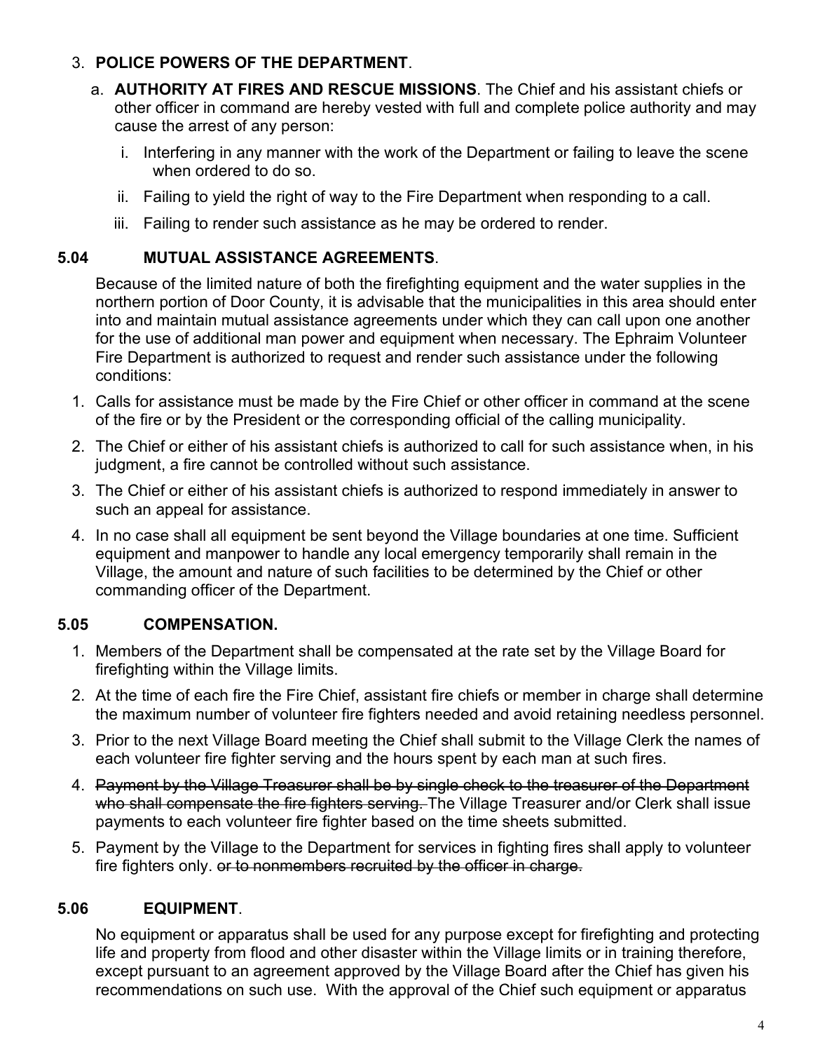3. **POLICE POWERS OF THE DEPARTMENT**.

   a. **AUTHORITY AT FIRES AND RESCUE MISSIONS**. The Chief and his assistant chiefs or other officer in command are hereby vested with full and complete police authority and may cause the arrest of any person:

      i. Interfering in any manner with the work of the Department or failing to leave the scene when ordered to do so.

      ii. Failing to yield the right of way to the Fire Department when responding to a call.

      iii. Failing to render such assistance as he may be ordered to render.

## 5.04 MUTUAL ASSISTANCE AGREEMENTS.

Because of the limited nature of both the firefighting equipment and the water supplies in the northern portion of Door County, it is advisable that the municipalities in this area should enter into and maintain mutual assistance agreements under which they can call upon one another for the use of additional man power and equipment when necessary. The Ephraim Volunteer Fire Department is authorized to request and render such assistance under the following conditions:

1. Calls for assistance must be made by the Fire Chief or other officer in command at the scene of the fire or by the President or the corresponding official of the calling municipality.
2. The Chief or either of his assistant chiefs is authorized to call for such assistance when, in his judgment, a fire cannot be controlled without such assistance.
3. The Chief or either of his assistant chiefs is authorized to respond immediately in answer to such an appeal for assistance.
4. In no case shall all equipment be sent beyond the Village boundaries at one time. Sufficient equipment and manpower to handle any local emergency temporarily shall remain in the Village, the amount and nature of such facilities to be determined by the Chief or other commanding officer of the Department.

## 5.05 COMPENSATION.

1. Members of the Department shall be compensated at the rate set by the Village Board for firefighting within the Village limits.
2. At the time of each fire the Fire Chief, assistant fire chiefs or member in charge shall determine the maximum number of volunteer fire fighters needed and avoid retaining needless personnel.
3. Prior to the next Village Board meeting the Chief shall submit to the Village Clerk the names of each volunteer fire fighter serving and the hours spent by each man at such fires.
4. ~~Payment by the Village Treasurer shall be by single check to the treasurer of the Department who shall compensate the fire fighters serving.~~ The Village Treasurer and/or Clerk shall issue payments to each volunteer fire fighter based on the time sheets submitted.
5. Payment by the Village to the Department for services in fighting fires shall apply to volunteer fire fighters only. ~~or to nonmembers recruited by the officer in charge.~~

## 5.06 EQUIPMENT.

No equipment or apparatus shall be used for any purpose except for firefighting and protecting life and property from flood and other disaster within the Village limits or in training therefore, except pursuant to an agreement approved by the Village Board after the Chief has given his recommendations on such use. With the approval of the Chief such equipment or apparatus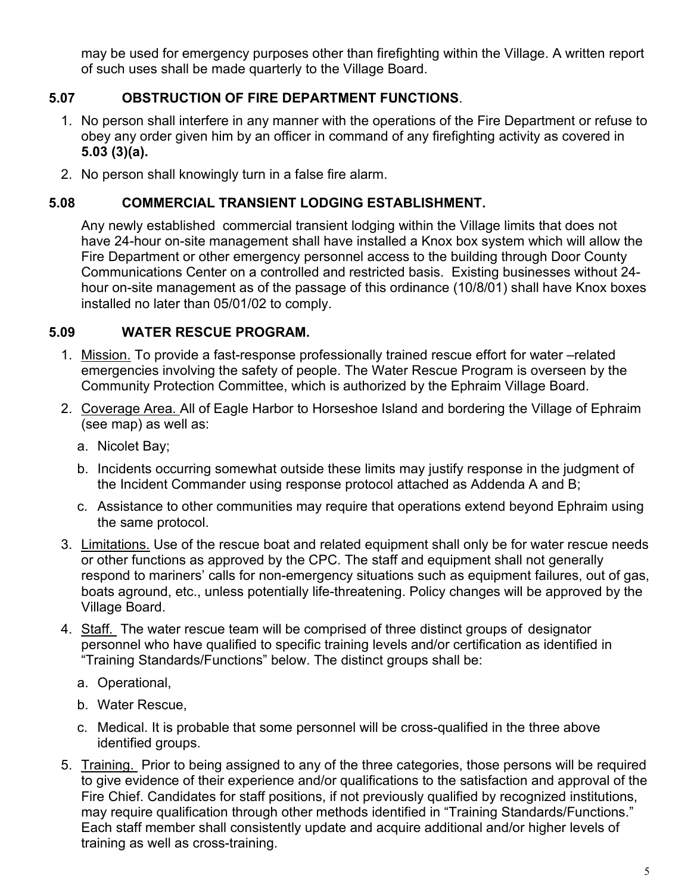may be used for emergency purposes other than firefighting within the Village. A written report of such uses shall be made quarterly to the Village Board.

## 5.07 OBSTRUCTION OF FIRE DEPARTMENT FUNCTIONS.

1. No person shall interfere in any manner with the operations of the Fire Department or refuse to obey any order given him by an officer in command of any firefighting activity as covered in **5.03 (3)(a).**
2. No person shall knowingly turn in a false fire alarm.

## 5.08 COMMERCIAL TRANSIENT LODGING ESTABLISHMENT.

Any newly established commercial transient lodging within the Village limits that does not have 24-hour on-site management shall have installed a Knox box system which will allow the Fire Department or other emergency personnel access to the building through Door County Communications Center on a controlled and restricted basis. Existing businesses without 24-hour on-site management as of the passage of this ordinance (10/8/01) shall have Knox boxes installed no later than 05/01/02 to comply.

## 5.09 WATER RESCUE PROGRAM.

1. <u>Mission.</u> To provide a fast-response professionally trained rescue effort for water –related emergencies involving the safety of people. The Water Rescue Program is overseen by the Community Protection Committee, which is authorized by the Ephraim Village Board.
2. <u>Coverage Area.</u> All of Eagle Harbor to Horseshoe Island and bordering the Village of Ephraim (see map) as well as:
   a. Nicolet Bay;
   b. Incidents occurring somewhat outside these limits may justify response in the judgment of the Incident Commander using response protocol attached as Addenda A and B;
   c. Assistance to other communities may require that operations extend beyond Ephraim using the same protocol.
3. <u>Limitations.</u> Use of the rescue boat and related equipment shall only be for water rescue needs or other functions as approved by the CPC. The staff and equipment shall not generally respond to mariners' calls for non-emergency situations such as equipment failures, out of gas, boats aground, etc., unless potentially life-threatening. Policy changes will be approved by the Village Board.
4. <u>Staff.</u> The water rescue team will be comprised of three distinct groups of designator personnel who have qualified to specific training levels and/or certification as identified in "Training Standards/Functions" below. The distinct groups shall be:
   a. Operational,
   b. Water Rescue,
   c. Medical. It is probable that some personnel will be cross-qualified in the three above identified groups.
5. <u>Training.</u> Prior to being assigned to any of the three categories, those persons will be required to give evidence of their experience and/or qualifications to the satisfaction and approval of the Fire Chief. Candidates for staff positions, if not previously qualified by recognized institutions, may require qualification through other methods identified in "Training Standards/Functions." Each staff member shall consistently update and acquire additional and/or higher levels of training as well as cross-training.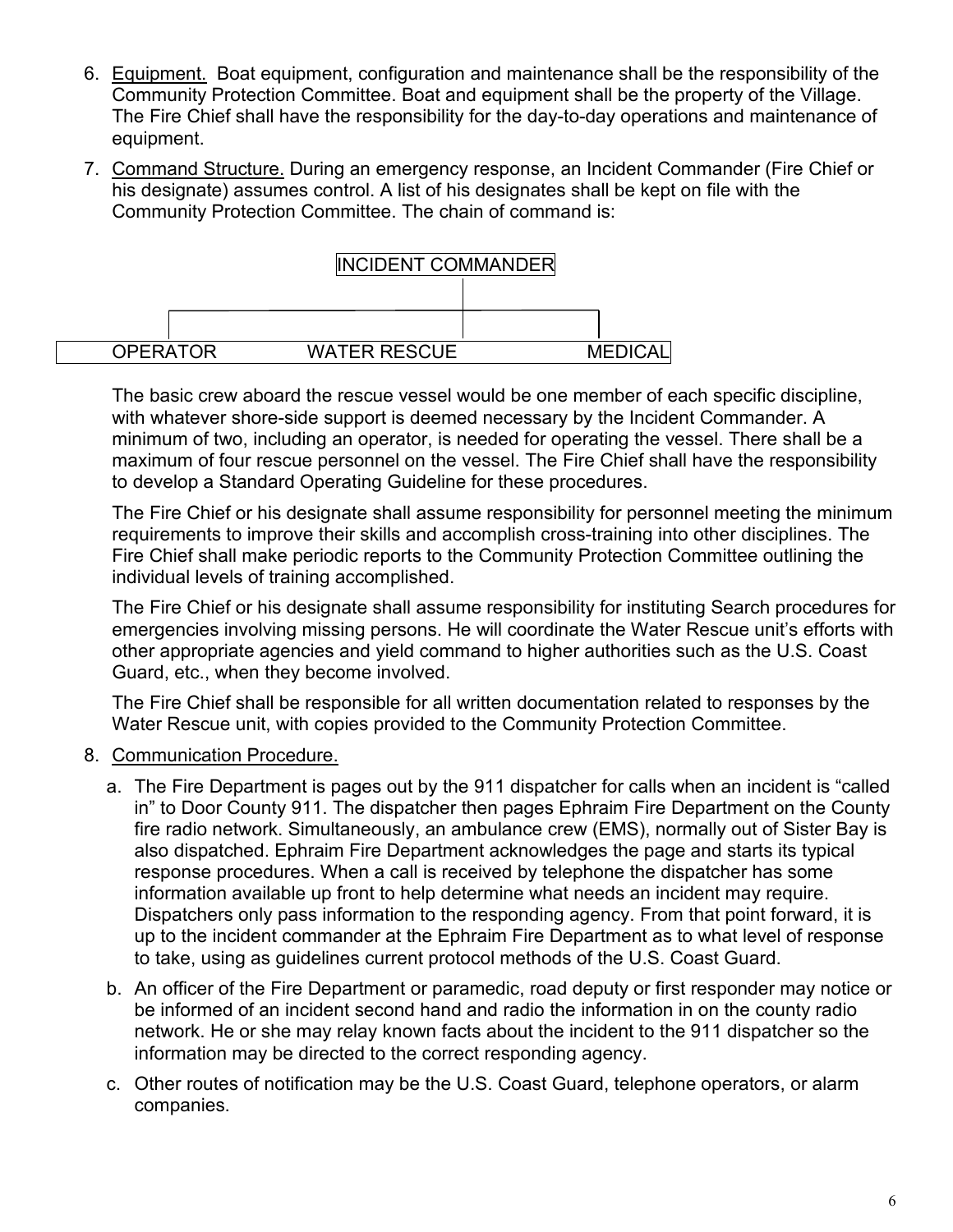6. <u>Equipment.</u> Boat equipment, configuration and maintenance shall be the responsibility of the Community Protection Committee. Boat and equipment shall be the property of the Village. The Fire Chief shall have the responsibility for the day-to-day operations and maintenance of equipment.

7. <u>Command Structure.</u> During an emergency response, an Incident Commander (Fire Chief or his designate) assumes control. A list of his designates shall be kept on file with the Community Protection Committee. The chain of command is:

   INCIDENT COMMANDER

   | OPERATOR | WATER RESCUE | MEDICAL |
   |---|---|---|

   The basic crew aboard the rescue vessel would be one member of each specific discipline, with whatever shore-side support is deemed necessary by the Incident Commander. A minimum of two, including an operator, is needed for operating the vessel. There shall be a maximum of four rescue personnel on the vessel. The Fire Chief shall have the responsibility to develop a Standard Operating Guideline for these procedures.

   The Fire Chief or his designate shall assume responsibility for personnel meeting the minimum requirements to improve their skills and accomplish cross-training into other disciplines. The Fire Chief shall make periodic reports to the Community Protection Committee outlining the individual levels of training accomplished.

   The Fire Chief or his designate shall assume responsibility for instituting Search procedures for emergencies involving missing persons. He will coordinate the Water Rescue unit's efforts with other appropriate agencies and yield command to higher authorities such as the U.S. Coast Guard, etc., when they become involved.

   The Fire Chief shall be responsible for all written documentation related to responses by the Water Rescue unit, with copies provided to the Community Protection Committee.

8. <u>Communication Procedure.</u>

   a. The Fire Department is pages out by the 911 dispatcher for calls when an incident is "called in" to Door County 911. The dispatcher then pages Ephraim Fire Department on the County fire radio network. Simultaneously, an ambulance crew (EMS), normally out of Sister Bay is also dispatched. Ephraim Fire Department acknowledges the page and starts its typical response procedures. When a call is received by telephone the dispatcher has some information available up front to help determine what needs an incident may require. Dispatchers only pass information to the responding agency. From that point forward, it is up to the incident commander at the Ephraim Fire Department as to what level of response to take, using as guidelines current protocol methods of the U.S. Coast Guard.

   b. An officer of the Fire Department or paramedic, road deputy or first responder may notice or be informed of an incident second hand and radio the information in on the county radio network. He or she may relay known facts about the incident to the 911 dispatcher so the information may be directed to the correct responding agency.

   c. Other routes of notification may be the U.S. Coast Guard, telephone operators, or alarm companies.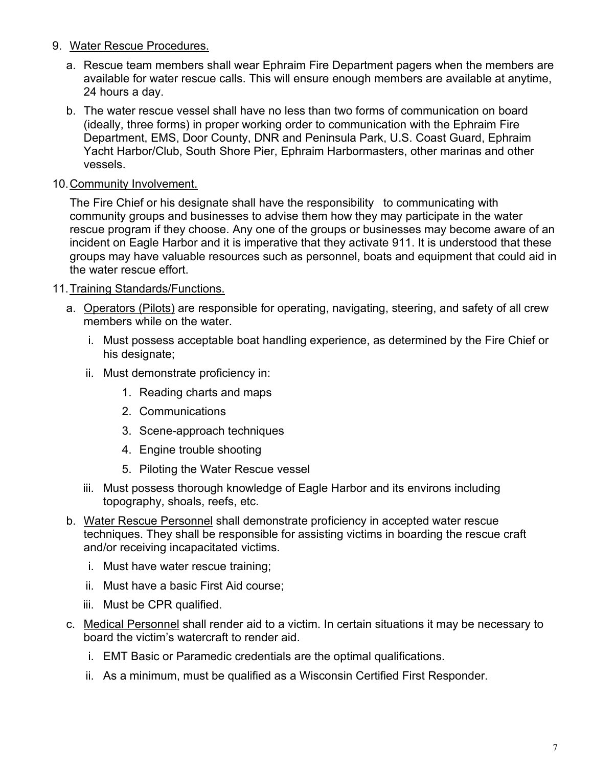9. <u>Water Rescue Procedures.</u>

   a. Rescue team members shall wear Ephraim Fire Department pagers when the members are available for water rescue calls. This will ensure enough members are available at anytime, 24 hours a day.

   b. The water rescue vessel shall have no less than two forms of communication on board (ideally, three forms) in proper working order to communication with the Ephraim Fire Department, EMS, Door County, DNR and Peninsula Park, U.S. Coast Guard, Ephraim Yacht Harbor/Club, South Shore Pier, Ephraim Harbormasters, other marinas and other vessels.

10. <u>Community Involvement.</u>

    The Fire Chief or his designate shall have the responsibility to communicating with community groups and businesses to advise them how they may participate in the water rescue program if they choose. Any one of the groups or businesses may become aware of an incident on Eagle Harbor and it is imperative that they activate 911. It is understood that these groups may have valuable resources such as personnel, boats and equipment that could aid in the water rescue effort.

11. <u>Training Standards/Functions.</u>

    a. <u>Operators (Pilots)</u> are responsible for operating, navigating, steering, and safety of all crew members while on the water.

       i. Must possess acceptable boat handling experience, as determined by the Fire Chief or his designate;

       ii. Must demonstrate proficiency in:

          1. Reading charts and maps
          2. Communications
          3. Scene-approach techniques
          4. Engine trouble shooting
          5. Piloting the Water Rescue vessel

       iii. Must possess thorough knowledge of Eagle Harbor and its environs including topography, shoals, reefs, etc.

    b. <u>Water Rescue Personnel</u> shall demonstrate proficiency in accepted water rescue techniques. They shall be responsible for assisting victims in boarding the rescue craft and/or receiving incapacitated victims.

       i. Must have water rescue training;

       ii. Must have a basic First Aid course;

       iii. Must be CPR qualified.

    c. <u>Medical Personnel</u> shall render aid to a victim. In certain situations it may be necessary to board the victim's watercraft to render aid.

       i. EMT Basic or Paramedic credentials are the optimal qualifications.

       ii. As a minimum, must be qualified as a Wisconsin Certified First Responder.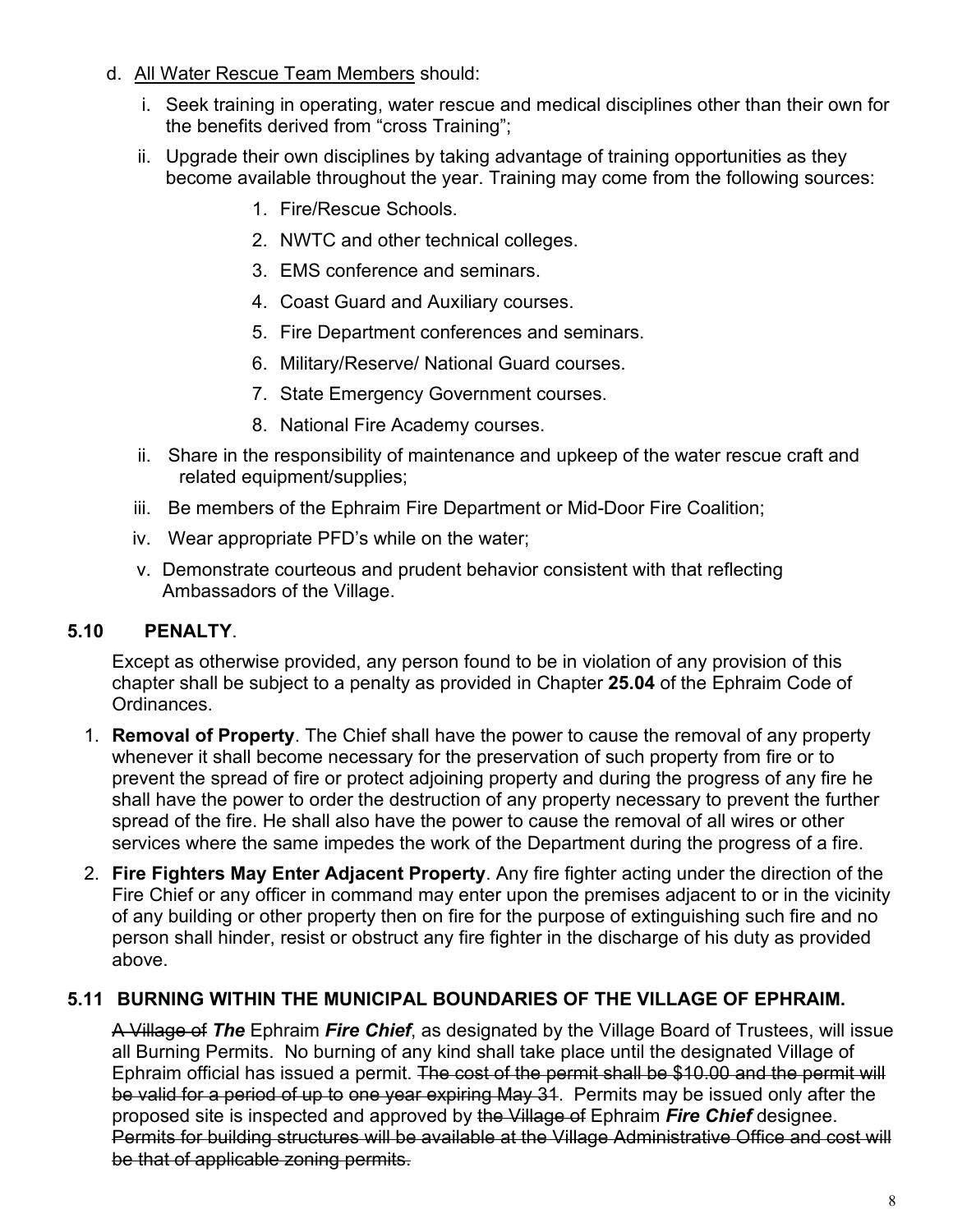d. <u>All Water Rescue Team Members</u> should:

   i. Seek training in operating, water rescue and medical disciplines other than their own for the benefits derived from "cross Training";

   ii. Upgrade their own disciplines by taking advantage of training opportunities as they become available throughout the year. Training may come from the following sources:

      1. Fire/Rescue Schools.
      2. NWTC and other technical colleges.
      3. EMS conference and seminars.
      4. Coast Guard and Auxiliary courses.
      5. Fire Department conferences and seminars.
      6. Military/Reserve/ National Guard courses.
      7. State Emergency Government courses.
      8. National Fire Academy courses.

   ii. Share in the responsibility of maintenance and upkeep of the water rescue craft and related equipment/supplies;

   iii. Be members of the Ephraim Fire Department or Mid-Door Fire Coalition;

   iv. Wear appropriate PFD's while on the water;

   v. Demonstrate courteous and prudent behavior consistent with that reflecting Ambassadors of the Village.

## 5.10 PENALTY.

Except as otherwise provided, any person found to be in violation of any provision of this chapter shall be subject to a penalty as provided in Chapter **25.04** of the Ephraim Code of Ordinances.

1. **Removal of Property**. The Chief shall have the power to cause the removal of any property whenever it shall become necessary for the preservation of such property from fire or to prevent the spread of fire or protect adjoining property and during the progress of any fire he shall have the power to order the destruction of any property necessary to prevent the further spread of the fire. He shall also have the power to cause the removal of all wires or other services where the same impedes the work of the Department during the progress of a fire.
2. **Fire Fighters May Enter Adjacent Property**. Any fire fighter acting under the direction of the Fire Chief or any officer in command may enter upon the premises adjacent to or in the vicinity of any building or other property then on fire for the purpose of extinguishing such fire and no person shall hinder, resist or obstruct any fire fighter in the discharge of his duty as provided above.

## 5.11 BURNING WITHIN THE MUNICIPAL BOUNDARIES OF THE VILLAGE OF EPHRAIM.

~~A Village of~~ ***The*** Ephraim ***Fire Chief***, as designated by the Village Board of Trustees, will issue all Burning Permits. No burning of any kind shall take place until the designated Village of Ephraim official has issued a permit. ~~The cost of the permit shall be $10.00 and the permit will be valid for a period of up to one year expiring May 31~~. Permits may be issued only after the proposed site is inspected and approved by ~~the Village of~~ Ephraim ***Fire Chief*** designee. ~~Permits for building structures will be available at the Village Administrative Office and cost will be that of applicable zoning permits.~~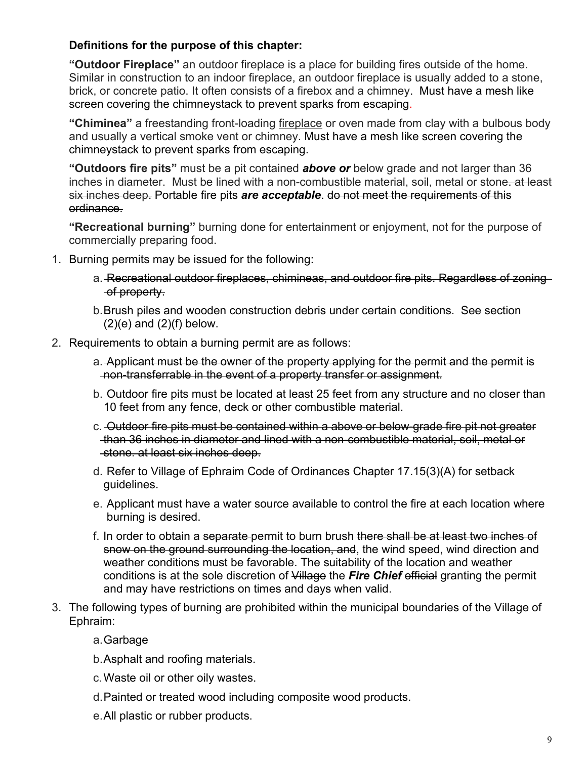**Definitions for the purpose of this chapter:**

**"Outdoor Fireplace"** an outdoor fireplace is a place for building fires outside of the home. Similar in construction to an indoor fireplace, an outdoor fireplace is usually added to a stone, brick, or concrete patio. It often consists of a firebox and a chimney. Must have a mesh like screen covering the chimneystack to prevent sparks from escaping.

**"Chiminea"** a freestanding front-loading fireplace or oven made from clay with a bulbous body and usually a vertical smoke vent or chimney. Must have a mesh like screen covering the chimneystack to prevent sparks from escaping.

**"Outdoors fire pits"** must be a pit contained ***above or*** below grade and not larger than 36 inches in diameter. Must be lined with a non-combustible material, soil, metal or stone~~. at least six inches deep.~~ Portable fire pits ***are acceptable***. ~~do not meet the requirements of this ordinance.~~

**"Recreational burning"** burning done for entertainment or enjoyment, not for the purpose of commercially preparing food.

1. Burning permits may be issued for the following:
   a. ~~Recreational outdoor fireplaces, chimineas, and outdoor fire pits. Regardless of zoning of property.~~
   b. Brush piles and wooden construction debris under certain conditions. See section (2)(e) and (2)(f) below.
2. Requirements to obtain a burning permit are as follows:
   a. ~~Applicant must be the owner of the property applying for the permit and the permit is non-transferrable in the event of a property transfer or assignment.~~
   b. Outdoor fire pits must be located at least 25 feet from any structure and no closer than 10 feet from any fence, deck or other combustible material.
   c. ~~Outdoor fire pits must be contained within a above or below-grade fire pit not greater than 36 inches in diameter and lined with a non-combustible material, soil, metal or stone. at least six inches deep.~~
   d. Refer to Village of Ephraim Code of Ordinances Chapter 17.15(3)(A) for setback guidelines.
   e. Applicant must have a water source available to control the fire at each location where burning is desired.
   f. In order to obtain a ~~separate~~ permit to burn brush ~~there shall be at least two inches of snow on the ground surrounding the location, and~~, the wind speed, wind direction and weather conditions must be favorable. The suitability of the location and weather conditions is at the sole discretion of ~~Village~~ the ***Fire Chief*** ~~official~~ granting the permit and may have restrictions on times and days when valid.
3. The following types of burning are prohibited within the municipal boundaries of the Village of Ephraim:
   a. Garbage
   b. Asphalt and roofing materials.
   c. Waste oil or other oily wastes.
   d. Painted or treated wood including composite wood products.
   e. All plastic or rubber products.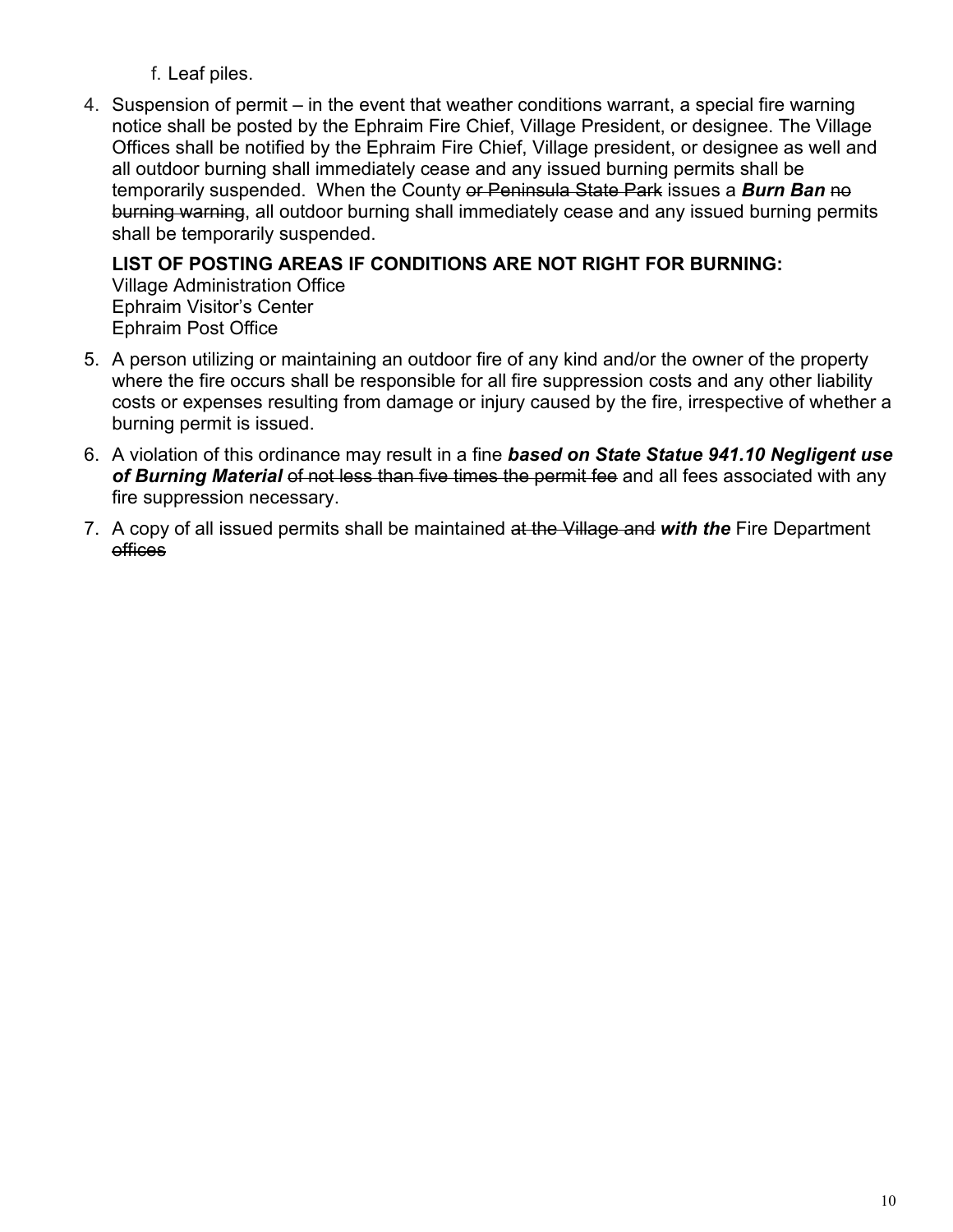f. Leaf piles.

4. Suspension of permit – in the event that weather conditions warrant, a special fire warning notice shall be posted by the Ephraim Fire Chief, Village President, or designee. The Village Offices shall be notified by the Ephraim Fire Chief, Village president, or designee as well and all outdoor burning shall immediately cease and any issued burning permits shall be temporarily suspended. When the County ~~or Peninsula State Park~~ issues a ***Burn Ban*** ~~no burning warning~~, all outdoor burning shall immediately cease and any issued burning permits shall be temporarily suspended.

   **LIST OF POSTING AREAS IF CONDITIONS ARE NOT RIGHT FOR BURNING:**
   Village Administration Office
   Ephraim Visitor's Center
   Ephraim Post Office

5. A person utilizing or maintaining an outdoor fire of any kind and/or the owner of the property where the fire occurs shall be responsible for all fire suppression costs and any other liability costs or expenses resulting from damage or injury caused by the fire, irrespective of whether a burning permit is issued.

6. A violation of this ordinance may result in a fine ***based on State Statue 941.10 Negligent use of Burning Material*** ~~of not less than five times the permit fee~~ and all fees associated with any fire suppression necessary.

7. A copy of all issued permits shall be maintained ~~at the Village and~~ ***with the*** Fire Department ~~offices~~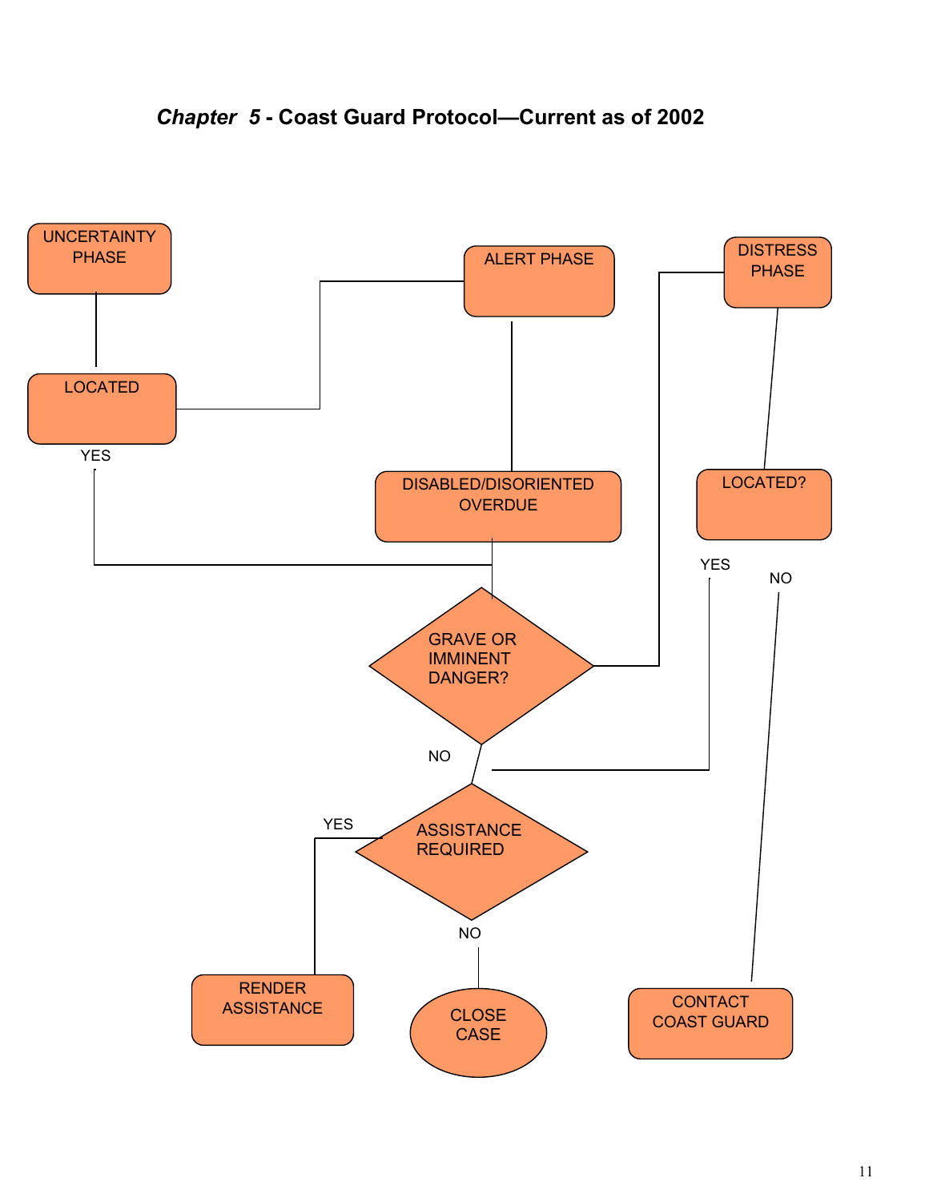### *Chapter 5* - Coast Guard Protocol—Current as of 2002

UNCERTAINTY PHASE

ALERT PHASE

DISTRESS PHASE

LOCATED

YES

DISABLED/DISORIENTED OVERDUE

LOCATED?

YES

NO

GRAVE OR IMMINENT DANGER?

NO

YES

ASSISTANCE REQUIRED

NO

RENDER ASSISTANCE

CLOSE CASE

CONTACT COAST GUARD